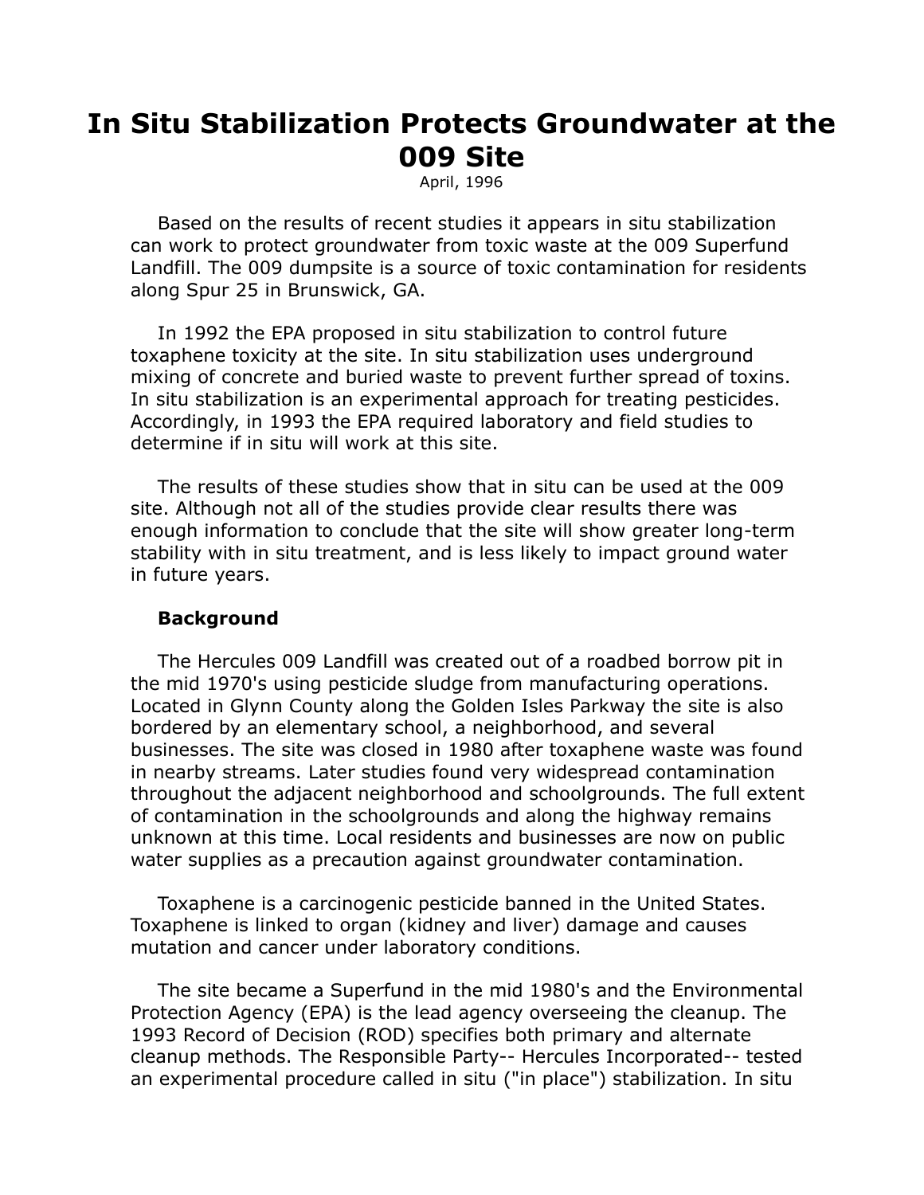# In Situ Stabilization Protects Groundwater at the 009 Site

April, 1996

Based on the results of recent studies it appears in situ stabilization can work to protect groundwater from toxic waste at the 009 Superfund Landfill. The 009 dumpsite is a source of toxic contamination for residents along Spur 25 in Brunswick, GA.

In 1992 the EPA proposed in situ stabilization to control future toxaphene toxicity at the site. In situ stabilization uses underground mixing of concrete and buried waste to prevent further spread of toxins. In situ stabilization is an experimental approach for treating pesticides. Accordingly, in 1993 the EPA required laboratory and field studies to determine if in situ will work at this site.

The results of these studies show that in situ can be used at the 009 site. Although not all of the studies provide clear results there was enough information to conclude that the site will show greater long-term stability with in situ treatment, and is less likely to impact ground water in future years.

**Background**

The Hercules 009 Landfill was created out of a roadbed borrow pit in the mid 1970's using pesticide sludge from manufacturing operations. Located in Glynn County along the Golden Isles Parkway the site is also bordered by an elementary school, a neighborhood, and several businesses. The site was closed in 1980 after toxaphene waste was found in nearby streams. Later studies found very widespread contamination throughout the adjacent neighborhood and schoolgrounds. The full extent of contamination in the schoolgrounds and along the highway remains unknown at this time. Local residents and businesses are now on public water supplies as a precaution against groundwater contamination.

Toxaphene is a carcinogenic pesticide banned in the United States. Toxaphene is linked to organ (kidney and liver) damage and causes mutation and cancer under laboratory conditions.

The site became a Superfund in the mid 1980's and the Environmental Protection Agency (EPA) is the lead agency overseeing the cleanup. The 1993 Record of Decision (ROD) specifies both primary and alternate cleanup methods. The Responsible Party-- Hercules Incorporated-- tested an experimental procedure called in situ ("in place") stabilization. In situ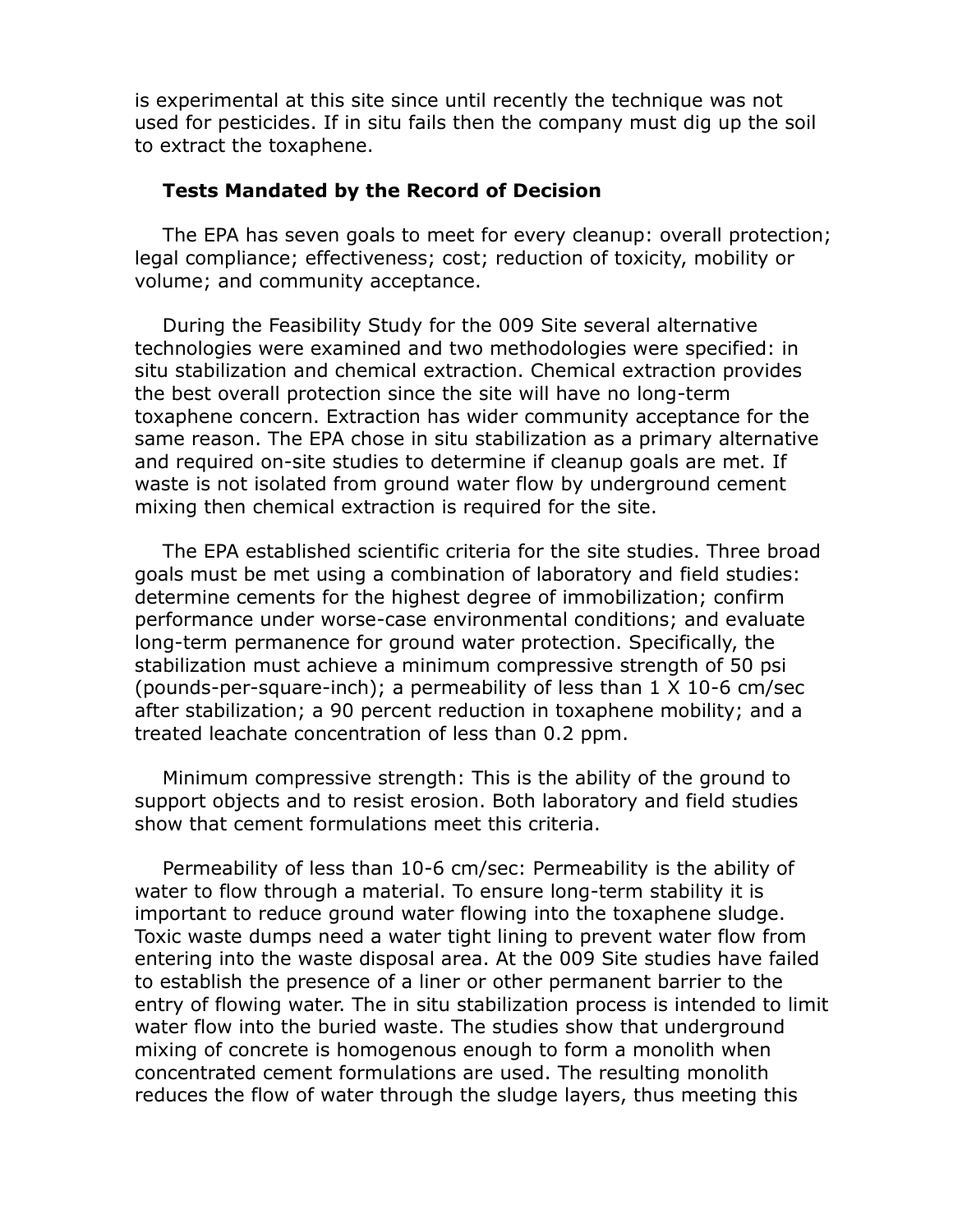is experimental at this site since until recently the technique was not used for pesticides. If in situ fails then the company must dig up the soil to extract the toxaphene.

### Tests Mandated by the Record of Decision

The EPA has seven goals to meet for every cleanup: overall protection; legal compliance; effectiveness; cost; reduction of toxicity, mobility or volume; and community acceptance.

During the Feasibility Study for the 009 Site several alternative technologies were examined and two methodologies were specified: in situ stabilization and chemical extraction. Chemical extraction provides the best overall protection since the site will have no long-term toxaphene concern. Extraction has wider community acceptance for the same reason. The EPA chose in situ stabilization as a primary alternative and required on-site studies to determine if cleanup goals are met. If waste is not isolated from ground water flow by underground cement mixing then chemical extraction is required for the site.

The EPA established scientific criteria for the site studies. Three broad goals must be met using a combination of laboratory and field studies: determine cements for the highest degree of immobilization; confirm performance under worse-case environmental conditions; and evaluate long-term permanence for ground water protection. Specifically, the stabilization must achieve a minimum compressive strength of 50 psi (pounds-per-square-inch); a permeability of less than 1 X 10-6 cm/sec after stabilization; a 90 percent reduction in toxaphene mobility; and a treated leachate concentration of less than 0.2 ppm.

Minimum compressive strength: This is the ability of the ground to support objects and to resist erosion. Both laboratory and field studies show that cement formulations meet this criteria.

Permeability of less than 10-6 cm/sec: Permeability is the ability of water to flow through a material. To ensure long-term stability it is important to reduce ground water flowing into the toxaphene sludge. Toxic waste dumps need a water tight lining to prevent water flow from entering into the waste disposal area. At the 009 Site studies have failed to establish the presence of a liner or other permanent barrier to the entry of flowing water. The in situ stabilization process is intended to limit water flow into the buried waste. The studies show that underground mixing of concrete is homogenous enough to form a monolith when concentrated cement formulations are used. The resulting monolith reduces the flow of water through the sludge layers, thus meeting this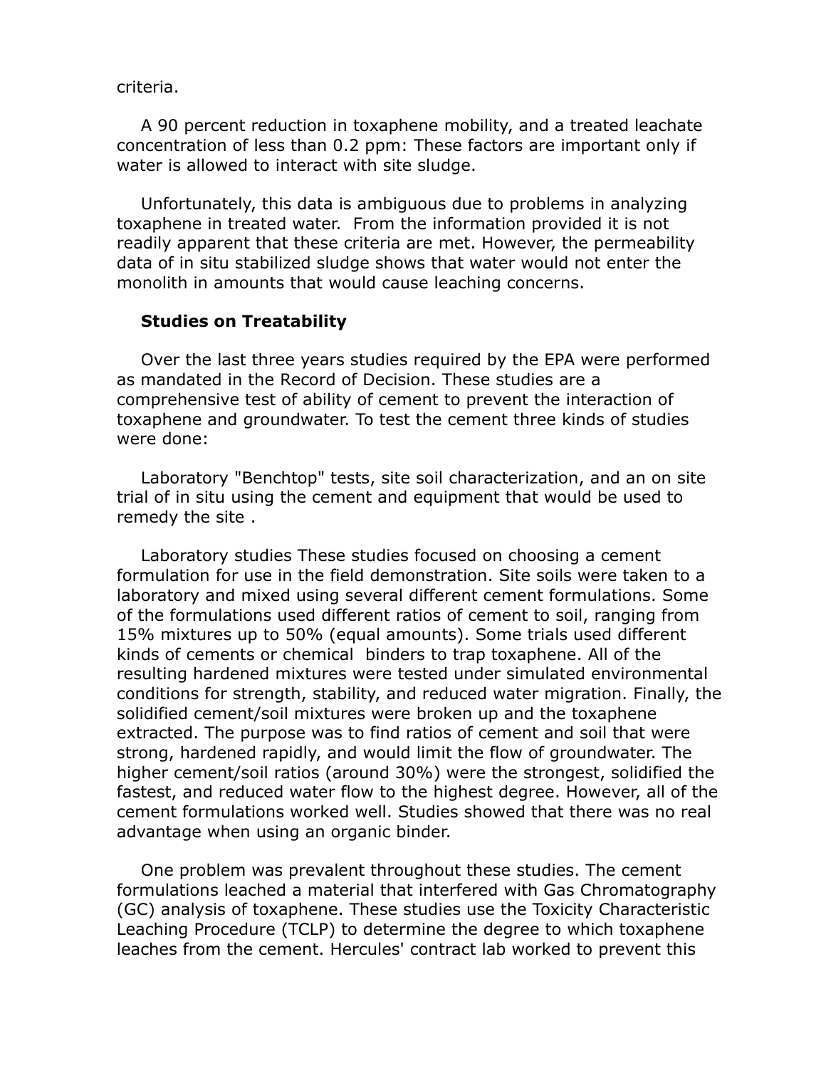criteria.

A 90 percent reduction in toxaphene mobility, and a treated leachate concentration of less than 0.2 ppm: These factors are important only if water is allowed to interact with site sludge.

Unfortunately, this data is ambiguous due to problems in analyzing toxaphene in treated water. From the information provided it is not readily apparent that these criteria are met. However, the permeability data of in situ stabilized sludge shows that water would not enter the monolith in amounts that would cause leaching concerns.

**Studies on Treatability**

Over the last three years studies required by the EPA were performed as mandated in the Record of Decision. These studies are a comprehensive test of ability of cement to prevent the interaction of toxaphene and groundwater. To test the cement three kinds of studies were done:

Laboratory "Benchtop" tests, site soil characterization, and an on site trial of in situ using the cement and equipment that would be used to remedy the site .

Laboratory studies These studies focused on choosing a cement formulation for use in the field demonstration. Site soils were taken to a laboratory and mixed using several different cement formulations. Some of the formulations used different ratios of cement to soil, ranging from 15% mixtures up to 50% (equal amounts). Some trials used different kinds of cements or chemical binders to trap toxaphene. All of the resulting hardened mixtures were tested under simulated environmental conditions for strength, stability, and reduced water migration. Finally, the solidified cement/soil mixtures were broken up and the toxaphene extracted. The purpose was to find ratios of cement and soil that were strong, hardened rapidly, and would limit the flow of groundwater. The higher cement/soil ratios (around 30%) were the strongest, solidified the fastest, and reduced water flow to the highest degree. However, all of the cement formulations worked well. Studies showed that there was no real advantage when using an organic binder.

One problem was prevalent throughout these studies. The cement formulations leached a material that interfered with Gas Chromatography (GC) analysis of toxaphene. These studies use the Toxicity Characteristic Leaching Procedure (TCLP) to determine the degree to which toxaphene leaches from the cement. Hercules' contract lab worked to prevent this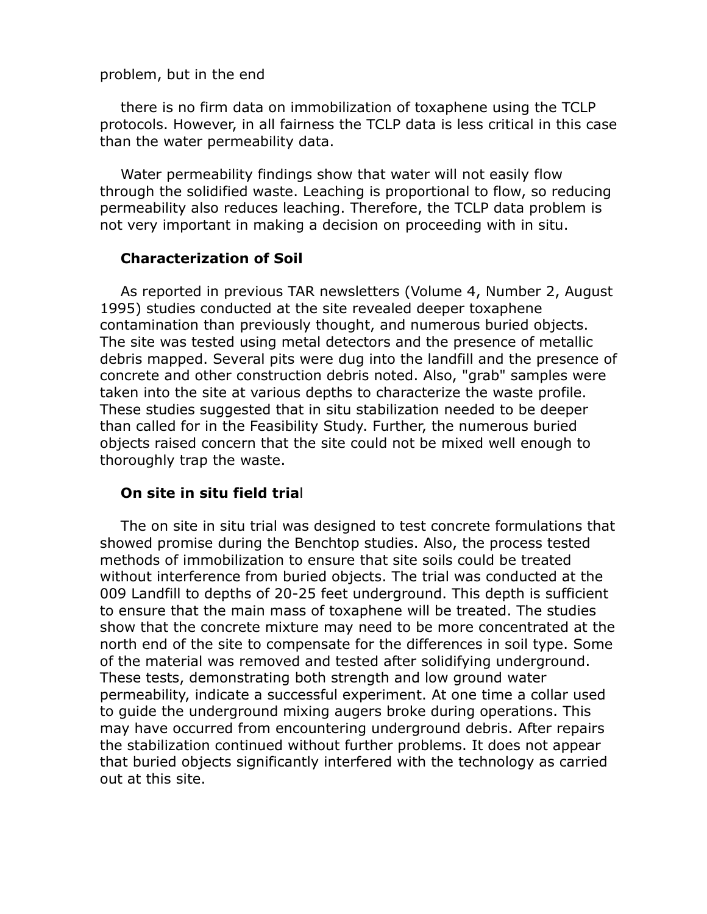problem, but in the end

there is no firm data on immobilization of toxaphene using the TCLP protocols. However, in all fairness the TCLP data is less critical in this case than the water permeability data.

Water permeability findings show that water will not easily flow through the solidified waste. Leaching is proportional to flow, so reducing permeability also reduces leaching. Therefore, the TCLP data problem is not very important in making a decision on proceeding with in situ.

**Characterization of Soil**

As reported in previous TAR newsletters (Volume 4, Number 2, August 1995) studies conducted at the site revealed deeper toxaphene contamination than previously thought, and numerous buried objects. The site was tested using metal detectors and the presence of metallic debris mapped. Several pits were dug into the landfill and the presence of concrete and other construction debris noted. Also, "grab" samples were taken into the site at various depths to characterize the waste profile. These studies suggested that in situ stabilization needed to be deeper than called for in the Feasibility Study. Further, the numerous buried objects raised concern that the site could not be mixed well enough to thoroughly trap the waste.

**On site in situ field trial**

The on site in situ trial was designed to test concrete formulations that showed promise during the Benchtop studies. Also, the process tested methods of immobilization to ensure that site soils could be treated without interference from buried objects. The trial was conducted at the 009 Landfill to depths of 20-25 feet underground. This depth is sufficient to ensure that the main mass of toxaphene will be treated. The studies show that the concrete mixture may need to be more concentrated at the north end of the site to compensate for the differences in soil type. Some of the material was removed and tested after solidifying underground. These tests, demonstrating both strength and low ground water permeability, indicate a successful experiment. At one time a collar used to guide the underground mixing augers broke during operations. This may have occurred from encountering underground debris. After repairs the stabilization continued without further problems. It does not appear that buried objects significantly interfered with the technology as carried out at this site.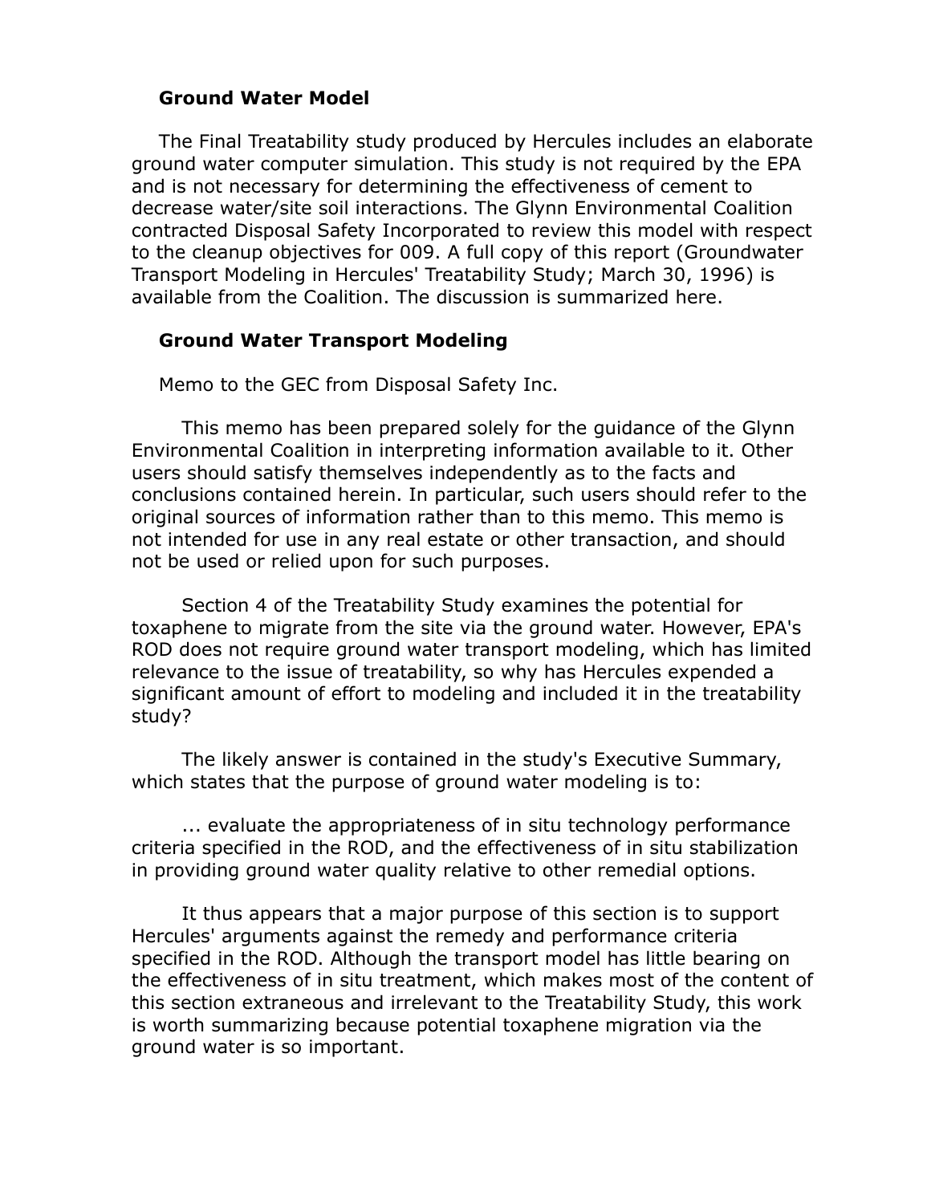## Ground Water Model

The Final Treatability study produced by Hercules includes an elaborate ground water computer simulation. This study is not required by the EPA and is not necessary for determining the effectiveness of cement to decrease water/site soil interactions. The Glynn Environmental Coalition contracted Disposal Safety Incorporated to review this model with respect to the cleanup objectives for 009. A full copy of this report (Groundwater Transport Modeling in Hercules' Treatability Study; March 30, 1996) is available from the Coalition. The discussion is summarized here.

## Ground Water Transport Modeling

Memo to the GEC from Disposal Safety Inc.

This memo has been prepared solely for the guidance of the Glynn Environmental Coalition in interpreting information available to it. Other users should satisfy themselves independently as to the facts and conclusions contained herein. In particular, such users should refer to the original sources of information rather than to this memo. This memo is not intended for use in any real estate or other transaction, and should not be used or relied upon for such purposes.

Section 4 of the Treatability Study examines the potential for toxaphene to migrate from the site via the ground water. However, EPA's ROD does not require ground water transport modeling, which has limited relevance to the issue of treatability, so why has Hercules expended a significant amount of effort to modeling and included it in the treatability study?

The likely answer is contained in the study's Executive Summary, which states that the purpose of ground water modeling is to:

> ... evaluate the appropriateness of in situ technology performance criteria specified in the ROD, and the effectiveness of in situ stabilization in providing ground water quality relative to other remedial options.

It thus appears that a major purpose of this section is to support Hercules' arguments against the remedy and performance criteria specified in the ROD. Although the transport model has little bearing on the effectiveness of in situ treatment, which makes most of the content of this section extraneous and irrelevant to the Treatability Study, this work is worth summarizing because potential toxaphene migration via the ground water is so important.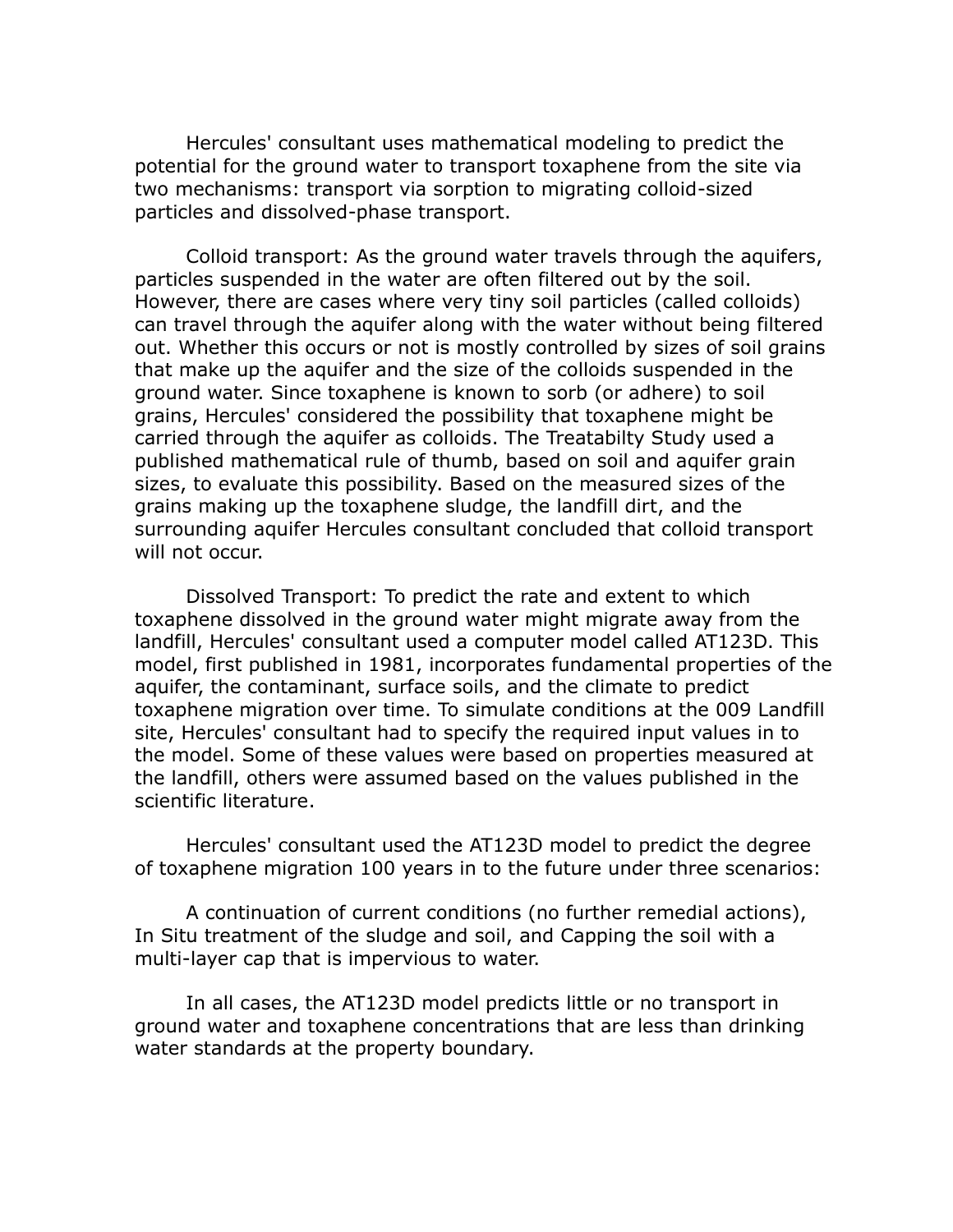Hercules' consultant uses mathematical modeling to predict the potential for the ground water to transport toxaphene from the site via two mechanisms: transport via sorption to migrating colloid-sized particles and dissolved-phase transport.

Colloid transport: As the ground water travels through the aquifers, particles suspended in the water are often filtered out by the soil. However, there are cases where very tiny soil particles (called colloids) can travel through the aquifer along with the water without being filtered out. Whether this occurs or not is mostly controlled by sizes of soil grains that make up the aquifer and the size of the colloids suspended in the ground water. Since toxaphene is known to sorb (or adhere) to soil grains, Hercules' considered the possibility that toxaphene might be carried through the aquifer as colloids. The Treatabilty Study used a published mathematical rule of thumb, based on soil and aquifer grain sizes, to evaluate this possibility. Based on the measured sizes of the grains making up the toxaphene sludge, the landfill dirt, and the surrounding aquifer Hercules consultant concluded that colloid transport will not occur.

Dissolved Transport: To predict the rate and extent to which toxaphene dissolved in the ground water might migrate away from the landfill, Hercules' consultant used a computer model called AT123D. This model, first published in 1981, incorporates fundamental properties of the aquifer, the contaminant, surface soils, and the climate to predict toxaphene migration over time. To simulate conditions at the 009 Landfill site, Hercules' consultant had to specify the required input values in to the model. Some of these values were based on properties measured at the landfill, others were assumed based on the values published in the scientific literature.

Hercules' consultant used the AT123D model to predict the degree of toxaphene migration 100 years in to the future under three scenarios:

A continuation of current conditions (no further remedial actions), In Situ treatment of the sludge and soil, and Capping the soil with a multi-layer cap that is impervious to water.

In all cases, the AT123D model predicts little or no transport in ground water and toxaphene concentrations that are less than drinking water standards at the property boundary.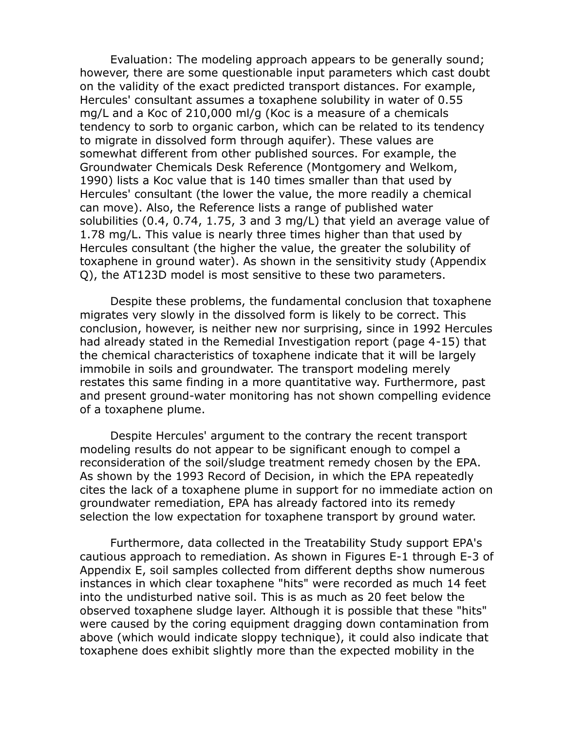Evaluation: The modeling approach appears to be generally sound; however, there are some questionable input parameters which cast doubt on the validity of the exact predicted transport distances. For example, Hercules' consultant assumes a toxaphene solubility in water of 0.55 mg/L and a Koc of 210,000 ml/g (Koc is a measure of a chemicals tendency to sorb to organic carbon, which can be related to its tendency to migrate in dissolved form through aquifer). These values are somewhat different from other published sources. For example, the Groundwater Chemicals Desk Reference (Montgomery and Welkom, 1990) lists a Koc value that is 140 times smaller than that used by Hercules' consultant (the lower the value, the more readily a chemical can move). Also, the Reference lists a range of published water solubilities (0.4, 0.74, 1.75, 3 and 3 mg/L) that yield an average value of 1.78 mg/L. This value is nearly three times higher than that used by Hercules consultant (the higher the value, the greater the solubility of toxaphene in ground water). As shown in the sensitivity study (Appendix Q), the AT123D model is most sensitive to these two parameters.

Despite these problems, the fundamental conclusion that toxaphene migrates very slowly in the dissolved form is likely to be correct. This conclusion, however, is neither new nor surprising, since in 1992 Hercules had already stated in the Remedial Investigation report (page 4-15) that the chemical characteristics of toxaphene indicate that it will be largely immobile in soils and groundwater. The transport modeling merely restates this same finding in a more quantitative way. Furthermore, past and present ground-water monitoring has not shown compelling evidence of a toxaphene plume.

Despite Hercules' argument to the contrary the recent transport modeling results do not appear to be significant enough to compel a reconsideration of the soil/sludge treatment remedy chosen by the EPA. As shown by the 1993 Record of Decision, in which the EPA repeatedly cites the lack of a toxaphene plume in support for no immediate action on groundwater remediation, EPA has already factored into its remedy selection the low expectation for toxaphene transport by ground water.

Furthermore, data collected in the Treatability Study support EPA's cautious approach to remediation. As shown in Figures E-1 through E-3 of Appendix E, soil samples collected from different depths show numerous instances in which clear toxaphene "hits" were recorded as much 14 feet into the undisturbed native soil. This is as much as 20 feet below the observed toxaphene sludge layer. Although it is possible that these "hits" were caused by the coring equipment dragging down contamination from above (which would indicate sloppy technique), it could also indicate that toxaphene does exhibit slightly more than the expected mobility in the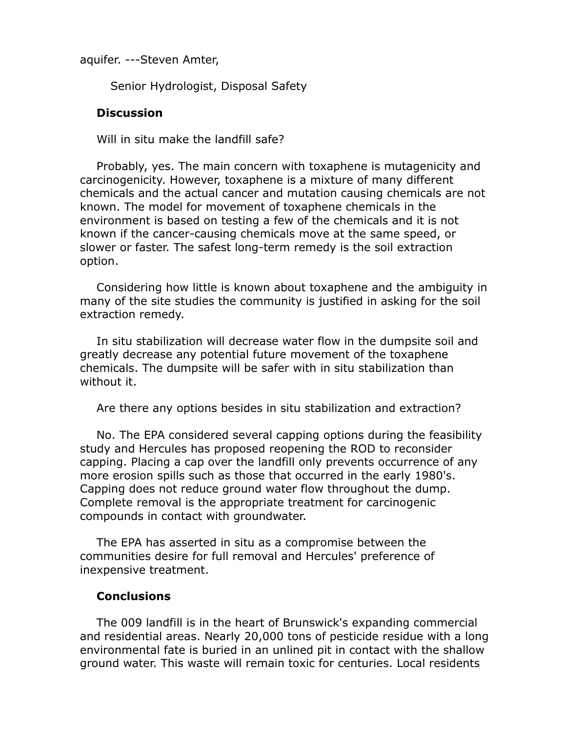aquifer. ---Steven Amter,

Senior Hydrologist, Disposal Safety

**Discussion**

Will in situ make the landfill safe?

Probably, yes. The main concern with toxaphene is mutagenicity and carcinogenicity. However, toxaphene is a mixture of many different chemicals and the actual cancer and mutation causing chemicals are not known. The model for movement of toxaphene chemicals in the environment is based on testing a few of the chemicals and it is not known if the cancer-causing chemicals move at the same speed, or slower or faster. The safest long-term remedy is the soil extraction option.

Considering how little is known about toxaphene and the ambiguity in many of the site studies the community is justified in asking for the soil extraction remedy.

In situ stabilization will decrease water flow in the dumpsite soil and greatly decrease any potential future movement of the toxaphene chemicals. The dumpsite will be safer with in situ stabilization than without it.

Are there any options besides in situ stabilization and extraction?

No. The EPA considered several capping options during the feasibility study and Hercules has proposed reopening the ROD to reconsider capping. Placing a cap over the landfill only prevents occurrence of any more erosion spills such as those that occurred in the early 1980's. Capping does not reduce ground water flow throughout the dump. Complete removal is the appropriate treatment for carcinogenic compounds in contact with groundwater.

The EPA has asserted in situ as a compromise between the communities desire for full removal and Hercules' preference of inexpensive treatment.

**Conclusions**

The 009 landfill is in the heart of Brunswick's expanding commercial and residential areas. Nearly 20,000 tons of pesticide residue with a long environmental fate is buried in an unlined pit in contact with the shallow ground water. This waste will remain toxic for centuries. Local residents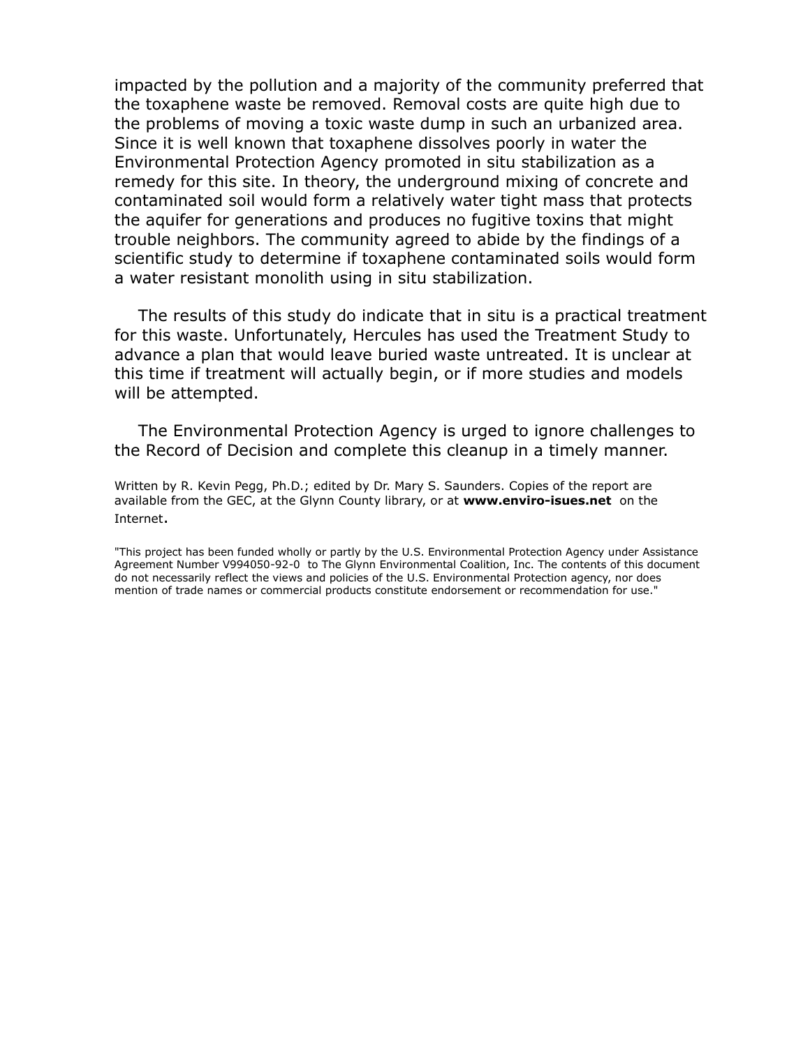impacted by the pollution and a majority of the community preferred that the toxaphene waste be removed. Removal costs are quite high due to the problems of moving a toxic waste dump in such an urbanized area. Since it is well known that toxaphene dissolves poorly in water the Environmental Protection Agency promoted in situ stabilization as a remedy for this site. In theory, the underground mixing of concrete and contaminated soil would form a relatively water tight mass that protects the aquifer for generations and produces no fugitive toxins that might trouble neighbors. The community agreed to abide by the findings of a scientific study to determine if toxaphene contaminated soils would form a water resistant monolith using in situ stabilization.

The results of this study do indicate that in situ is a practical treatment for this waste. Unfortunately, Hercules has used the Treatment Study to advance a plan that would leave buried waste untreated. It is unclear at this time if treatment will actually begin, or if more studies and models will be attempted.

The Environmental Protection Agency is urged to ignore challenges to the Record of Decision and complete this cleanup in a timely manner.

Written by R. Kevin Pegg, Ph.D.; edited by Dr. Mary S. Saunders. Copies of the report are available from the GEC, at the Glynn County library, or at **www.enviro-isues.net** on the Internet.

"This project has been funded wholly or partly by the U.S. Environmental Protection Agency under Assistance Agreement Number V994050-92-0 to The Glynn Environmental Coalition, Inc. The contents of this document do not necessarily reflect the views and policies of the U.S. Environmental Protection agency, nor does mention of trade names or commercial products constitute endorsement or recommendation for use."